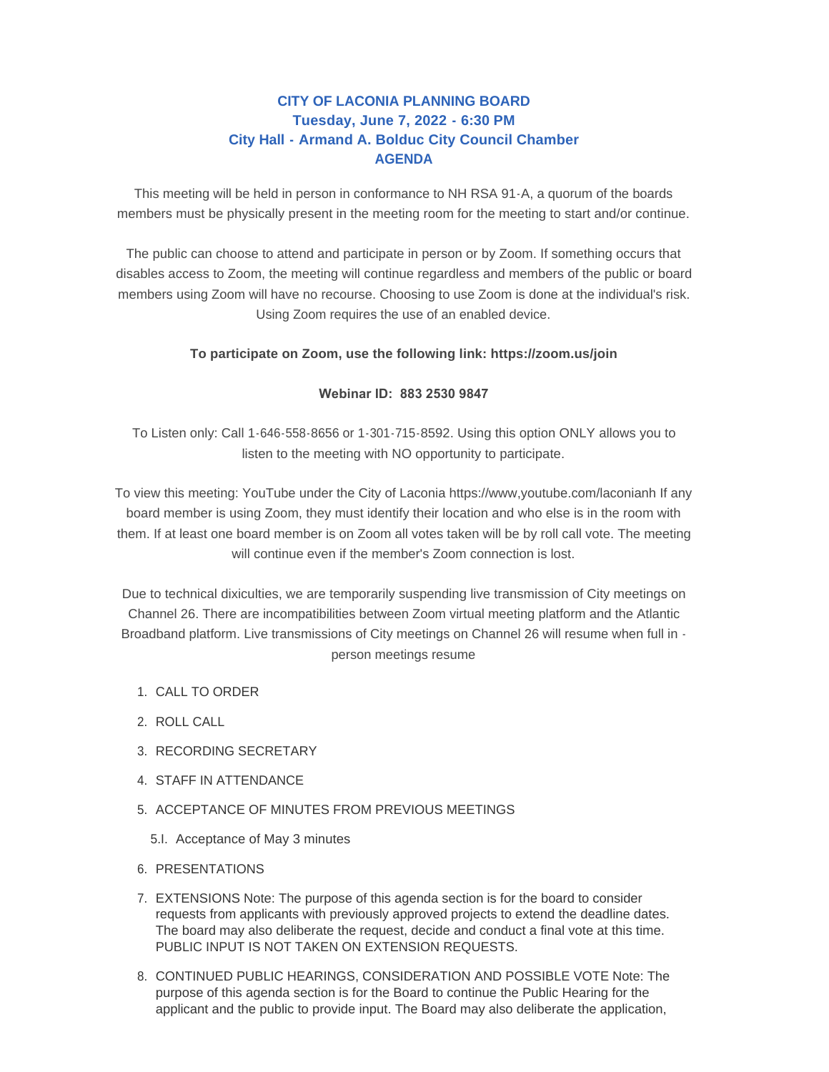# CITY OF LACONIA PLANNING BOARD
## Tuesday, June 7, 2022 - 6:30 PM
## City Hall - Armand A. Bolduc City Council Chamber
## AGENDA

This meeting will be held in person in conformance to NH RSA 91-A, a quorum of the boards members must be physically present in the meeting room for the meeting to start and/or continue.

The public can choose to attend and participate in person or by Zoom. If something occurs that disables access to Zoom, the meeting will continue regardless and members of the public or board members using Zoom will have no recourse. Choosing to use Zoom is done at the individual's risk. Using Zoom requires the use of an enabled device.

**To participate on Zoom, use the following link: https://zoom.us/join**

**Webinar ID: 883 2530 9847**

To Listen only: Call 1-646-558-8656 or 1-301-715-8592. Using this option ONLY allows you to listen to the meeting with NO opportunity to participate.

To view this meeting: YouTube under the City of Laconia https://www,youtube.com/laconianh If any board member is using Zoom, they must identify their location and who else is in the room with them. If at least one board member is on Zoom all votes taken will be by roll call vote. The meeting will continue even if the member's Zoom connection is lost.

Due to technical dixiculties, we are temporarily suspending live transmission of City meetings on Channel 26. There are incompatibilities between Zoom virtual meeting platform and the Atlantic Broadband platform. Live transmissions of City meetings on Channel 26 will resume when full in - person meetings resume

1. CALL TO ORDER
2. ROLL CALL
3. RECORDING SECRETARY
4. STAFF IN ATTENDANCE
5. ACCEPTANCE OF MINUTES FROM PREVIOUS MEETINGS
   - 5.I. Acceptance of May 3 minutes
6. PRESENTATIONS
7. EXTENSIONS Note: The purpose of this agenda section is for the board to consider requests from applicants with previously approved projects to extend the deadline dates. The board may also deliberate the request, decide and conduct a final vote at this time. PUBLIC INPUT IS NOT TAKEN ON EXTENSION REQUESTS.
8. CONTINUED PUBLIC HEARINGS, CONSIDERATION AND POSSIBLE VOTE Note: The purpose of this agenda section is for the Board to continue the Public Hearing for the applicant and the public to provide input. The Board may also deliberate the application,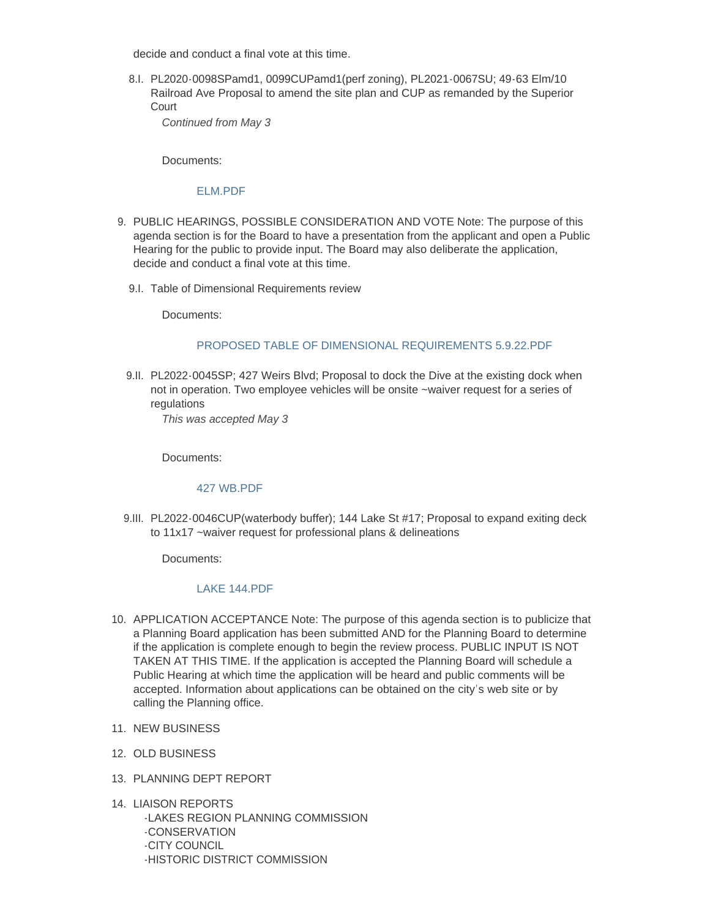decide and conduct a final vote at this time.

8.I. PL2020-0098SPamd1, 0099CUPamd1(perf zoning), PL2021-0067SU; 49-63 Elm/10 Railroad Ave Proposal to amend the site plan and CUP as remanded by the Superior Court

*Continued from May 3*

Documents:

ELM.PDF

9. PUBLIC HEARINGS, POSSIBLE CONSIDERATION AND VOTE Note: The purpose of this agenda section is for the Board to have a presentation from the applicant and open a Public Hearing for the public to provide input. The Board may also deliberate the application, decide and conduct a final vote at this time.

9.I. Table of Dimensional Requirements review

Documents:

PROPOSED TABLE OF DIMENSIONAL REQUIREMENTS 5.9.22.PDF

9.II. PL2022-0045SP; 427 Weirs Blvd; Proposal to dock the Dive at the existing dock when not in operation. Two employee vehicles will be onsite ~waiver request for a series of regulations

*This was accepted May 3*

Documents:

427 WB.PDF

9.III. PL2022-0046CUP(waterbody buffer); 144 Lake St #17; Proposal to expand exiting deck to 11x17 ~waiver request for professional plans & delineations

Documents:

LAKE 144.PDF

10. APPLICATION ACCEPTANCE Note: The purpose of this agenda section is to publicize that a Planning Board application has been submitted AND for the Planning Board to determine if the application is complete enough to begin the review process. PUBLIC INPUT IS NOT TAKEN AT THIS TIME. If the application is accepted the Planning Board will schedule a Public Hearing at which time the application will be heard and public comments will be accepted. Information about applications can be obtained on the city's web site or by calling the Planning office.

11. NEW BUSINESS

12. OLD BUSINESS

13. PLANNING DEPT REPORT

14. LIAISON REPORTS
    -LAKES REGION PLANNING COMMISSION
    -CONSERVATION
    -CITY COUNCIL
    -HISTORIC DISTRICT COMMISSION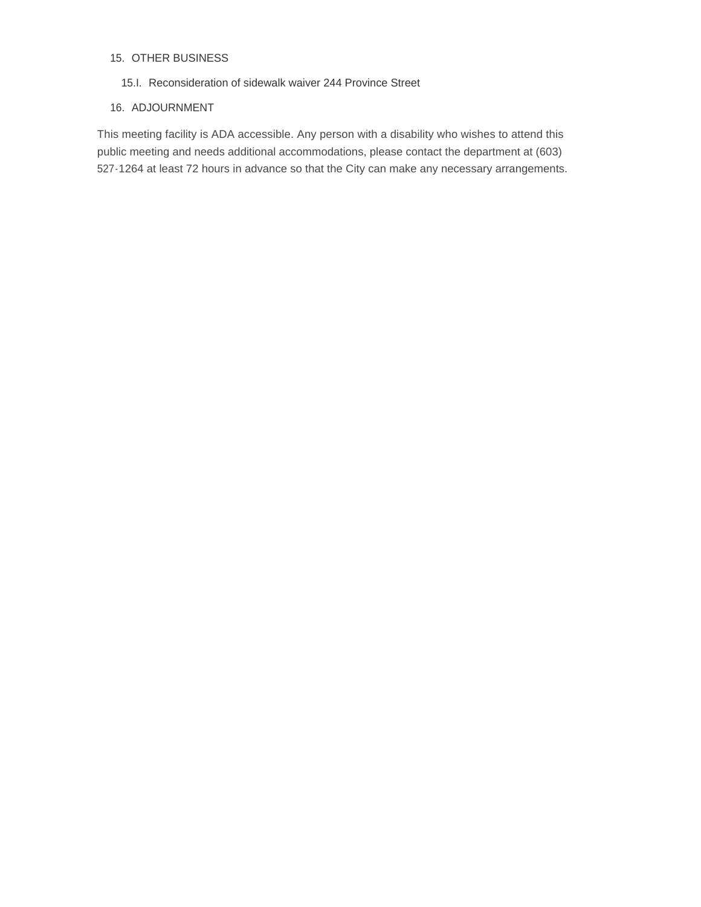15. OTHER BUSINESS

    15.I. Reconsideration of sidewalk waiver 244 Province Street

16. ADJOURNMENT

This meeting facility is ADA accessible. Any person with a disability who wishes to attend this public meeting and needs additional accommodations, please contact the department at (603) 527-1264 at least 72 hours in advance so that the City can make any necessary arrangements.